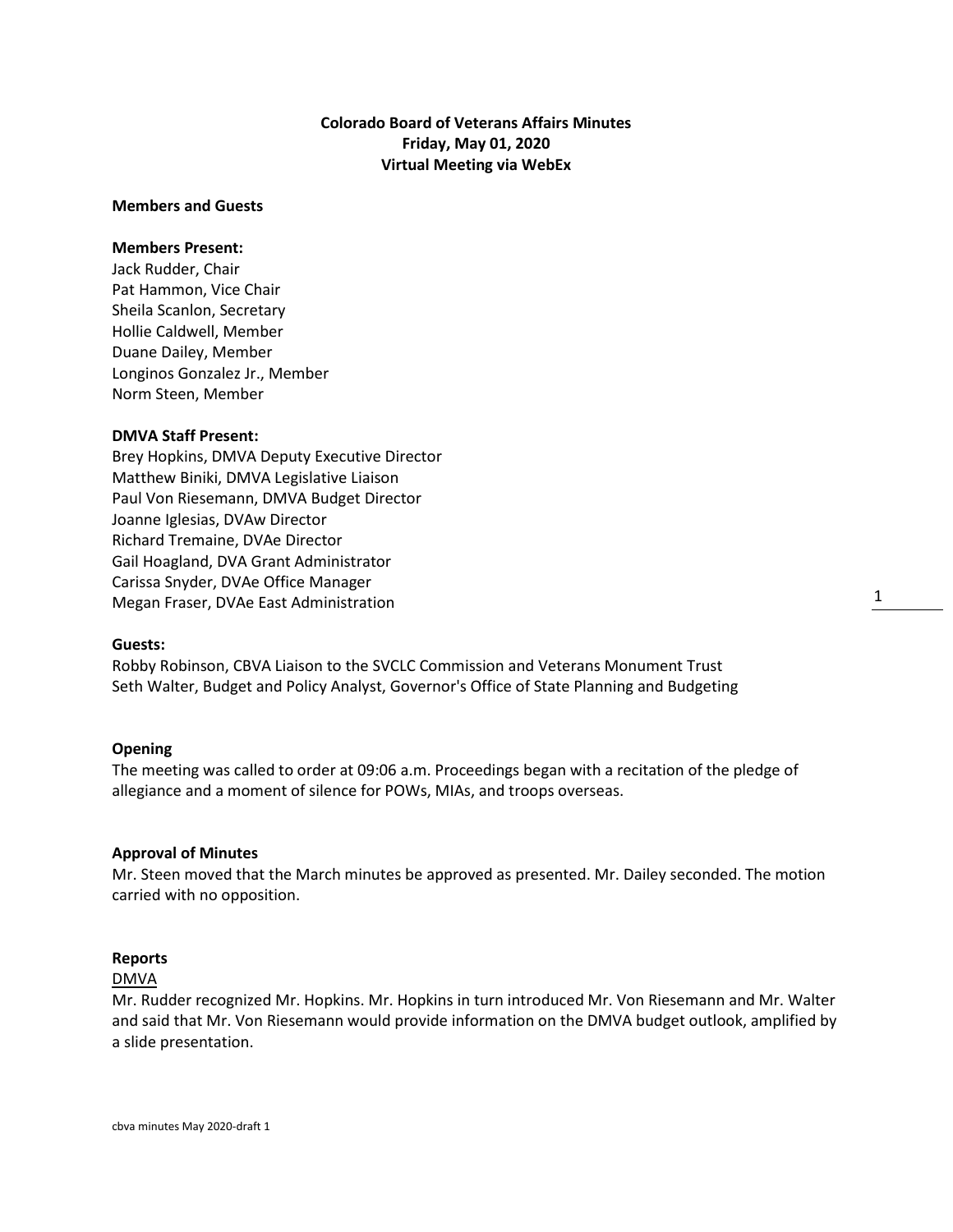# Colorado Board of Veterans Affairs Minutes
## Friday, May 01, 2020
## Virtual Meeting via WebEx

**Members and Guests**

**Members Present:**
Jack Rudder, Chair
Pat Hammon, Vice Chair
Sheila Scanlon, Secretary
Hollie Caldwell, Member
Duane Dailey, Member
Longinos Gonzalez Jr., Member
Norm Steen, Member

**DMVA Staff Present:**
Brey Hopkins, DMVA Deputy Executive Director
Matthew Biniki, DMVA Legislative Liaison
Paul Von Riesemann, DMVA Budget Director
Joanne Iglesias, DVAw Director
Richard Tremaine, DVAe Director
Gail Hoagland, DVA Grant Administrator
Carissa Snyder, DVAe Office Manager
Megan Fraser, DVAe East Administration

**Guests:**
Robby Robinson, CBVA Liaison to the SVCLC Commission and Veterans Monument Trust
Seth Walter, Budget and Policy Analyst, Governor's Office of State Planning and Budgeting

**Opening**

The meeting was called to order at 09:06 a.m. Proceedings began with a recitation of the pledge of allegiance and a moment of silence for POWs, MIAs, and troops overseas.

**Approval of Minutes**

Mr. Steen moved that the March minutes be approved as presented. Mr. Dailey seconded. The motion carried with no opposition.

**Reports**

DMVA

Mr. Rudder recognized Mr. Hopkins. Mr. Hopkins in turn introduced Mr. Von Riesemann and Mr. Walter and said that Mr. Von Riesemann would provide information on the DMVA budget outlook, amplified by a slide presentation.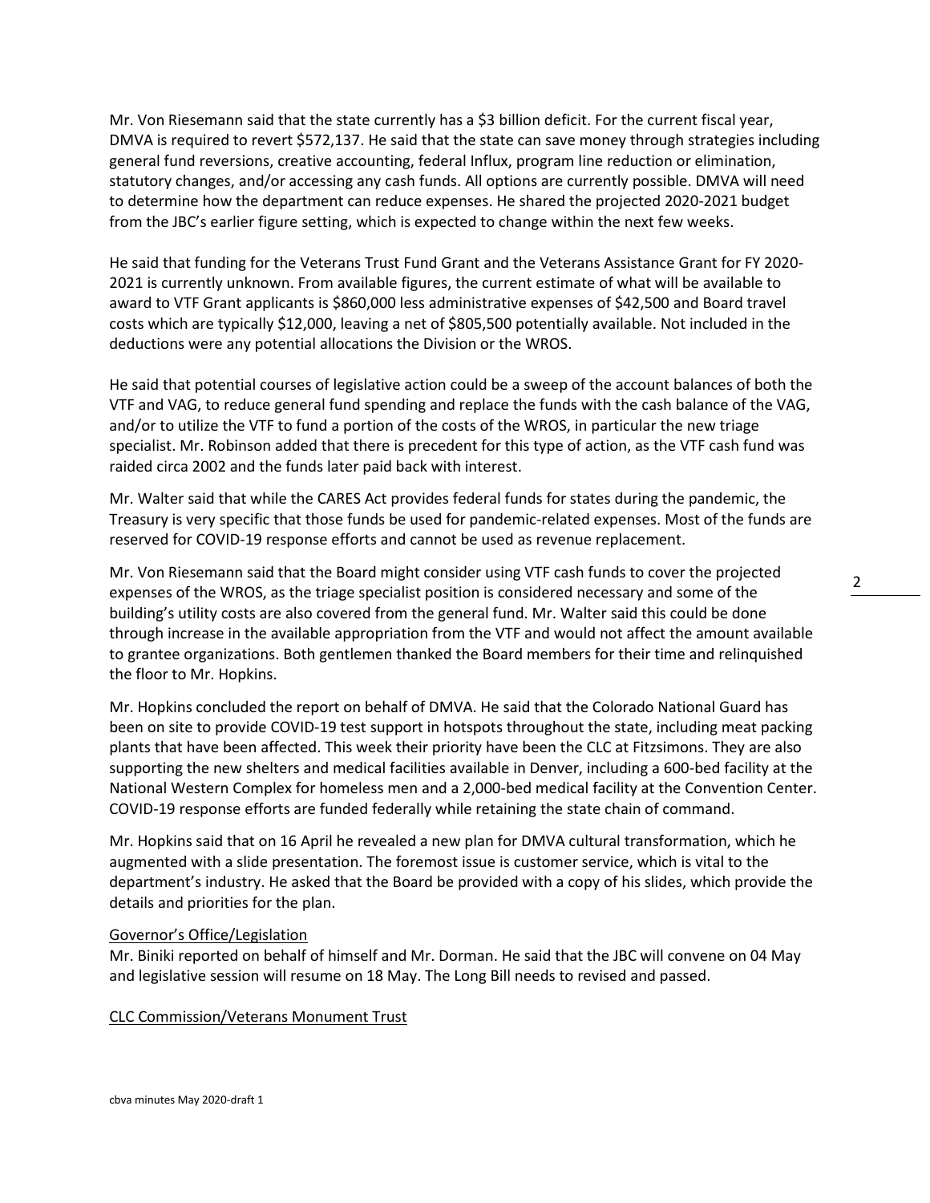Mr. Von Riesemann said that the state currently has a $3 billion deficit. For the current fiscal year, DMVA is required to revert $572,137. He said that the state can save money through strategies including general fund reversions, creative accounting, federal Influx, program line reduction or elimination, statutory changes, and/or accessing any cash funds. All options are currently possible. DMVA will need to determine how the department can reduce expenses. He shared the projected 2020-2021 budget from the JBC's earlier figure setting, which is expected to change within the next few weeks.

He said that funding for the Veterans Trust Fund Grant and the Veterans Assistance Grant for FY 2020-2021 is currently unknown. From available figures, the current estimate of what will be available to award to VTF Grant applicants is $860,000 less administrative expenses of $42,500 and Board travel costs which are typically $12,000, leaving a net of $805,500 potentially available. Not included in the deductions were any potential allocations the Division or the WROS.

He said that potential courses of legislative action could be a sweep of the account balances of both the VTF and VAG, to reduce general fund spending and replace the funds with the cash balance of the VAG, and/or to utilize the VTF to fund a portion of the costs of the WROS, in particular the new triage specialist. Mr. Robinson added that there is precedent for this type of action, as the VTF cash fund was raided circa 2002 and the funds later paid back with interest.

Mr. Walter said that while the CARES Act provides federal funds for states during the pandemic, the Treasury is very specific that those funds be used for pandemic-related expenses. Most of the funds are reserved for COVID-19 response efforts and cannot be used as revenue replacement.

Mr. Von Riesemann said that the Board might consider using VTF cash funds to cover the projected expenses of the WROS, as the triage specialist position is considered necessary and some of the building's utility costs are also covered from the general fund. Mr. Walter said this could be done through increase in the available appropriation from the VTF and would not affect the amount available to grantee organizations. Both gentlemen thanked the Board members for their time and relinquished the floor to Mr. Hopkins.

Mr. Hopkins concluded the report on behalf of DMVA. He said that the Colorado National Guard has been on site to provide COVID-19 test support in hotspots throughout the state, including meat packing plants that have been affected. This week their priority have been the CLC at Fitzsimons. They are also supporting the new shelters and medical facilities available in Denver, including a 600-bed facility at the National Western Complex for homeless men and a 2,000-bed medical facility at the Convention Center. COVID-19 response efforts are funded federally while retaining the state chain of command.

Mr. Hopkins said that on 16 April he revealed a new plan for DMVA cultural transformation, which he augmented with a slide presentation. The foremost issue is customer service, which is vital to the department's industry. He asked that the Board be provided with a copy of his slides, which provide the details and priorities for the plan.

Governor's Office/Legislation

Mr. Biniki reported on behalf of himself and Mr. Dorman. He said that the JBC will convene on 04 May and legislative session will resume on 18 May. The Long Bill needs to revised and passed.

CLC Commission/Veterans Monument Trust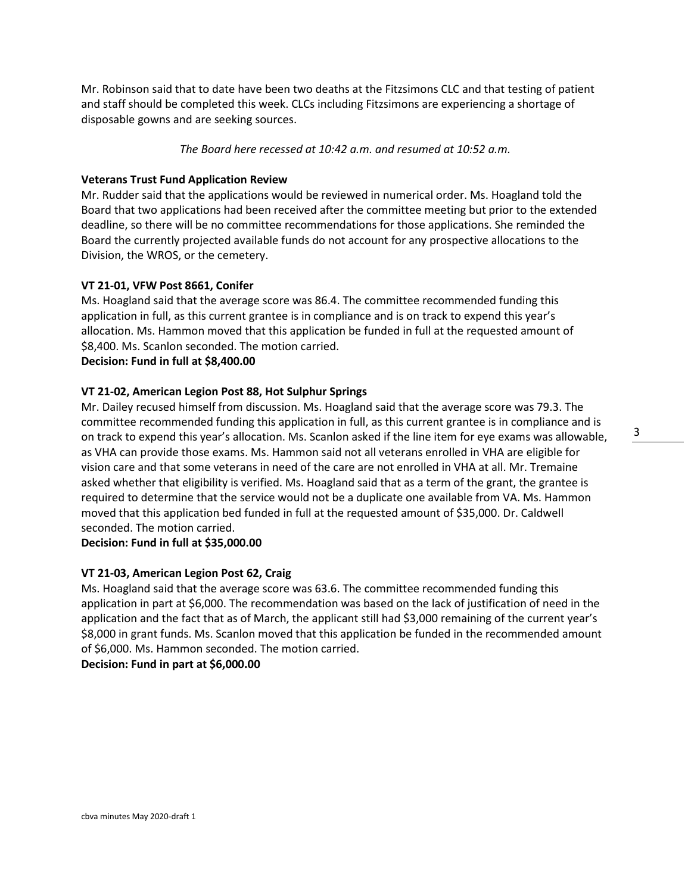Mr. Robinson said that to date have been two deaths at the Fitzsimons CLC and that testing of patient and staff should be completed this week. CLCs including Fitzsimons are experiencing a shortage of disposable gowns and are seeking sources.

*The Board here recessed at 10:42 a.m. and resumed at 10:52 a.m.*

**Veterans Trust Fund Application Review**

Mr. Rudder said that the applications would be reviewed in numerical order. Ms. Hoagland told the Board that two applications had been received after the committee meeting but prior to the extended deadline, so there will be no committee recommendations for those applications. She reminded the Board the currently projected available funds do not account for any prospective allocations to the Division, the WROS, or the cemetery.

**VT 21-01, VFW Post 8661, Conifer**

Ms. Hoagland said that the average score was 86.4. The committee recommended funding this application in full, as this current grantee is in compliance and is on track to expend this year's allocation. Ms. Hammon moved that this application be funded in full at the requested amount of $8,400. Ms. Scanlon seconded. The motion carried.

**Decision: Fund in full at $8,400.00**

**VT 21-02, American Legion Post 88, Hot Sulphur Springs**

Mr. Dailey recused himself from discussion. Ms. Hoagland said that the average score was 79.3. The committee recommended funding this application in full, as this current grantee is in compliance and is on track to expend this year's allocation. Ms. Scanlon asked if the line item for eye exams was allowable, as VHA can provide those exams. Ms. Hammon said not all veterans enrolled in VHA are eligible for vision care and that some veterans in need of the care are not enrolled in VHA at all. Mr. Tremaine asked whether that eligibility is verified. Ms. Hoagland said that as a term of the grant, the grantee is required to determine that the service would not be a duplicate one available from VA. Ms. Hammon moved that this application bed funded in full at the requested amount of $35,000. Dr. Caldwell seconded. The motion carried.

**Decision: Fund in full at $35,000.00**

**VT 21-03, American Legion Post 62, Craig**

Ms. Hoagland said that the average score was 63.6. The committee recommended funding this application in part at $6,000. The recommendation was based on the lack of justification of need in the application and the fact that as of March, the applicant still had $3,000 remaining of the current year's $8,000 in grant funds. Ms. Scanlon moved that this application be funded in the recommended amount of $6,000. Ms. Hammon seconded. The motion carried.

**Decision: Fund in part at $6,000.00**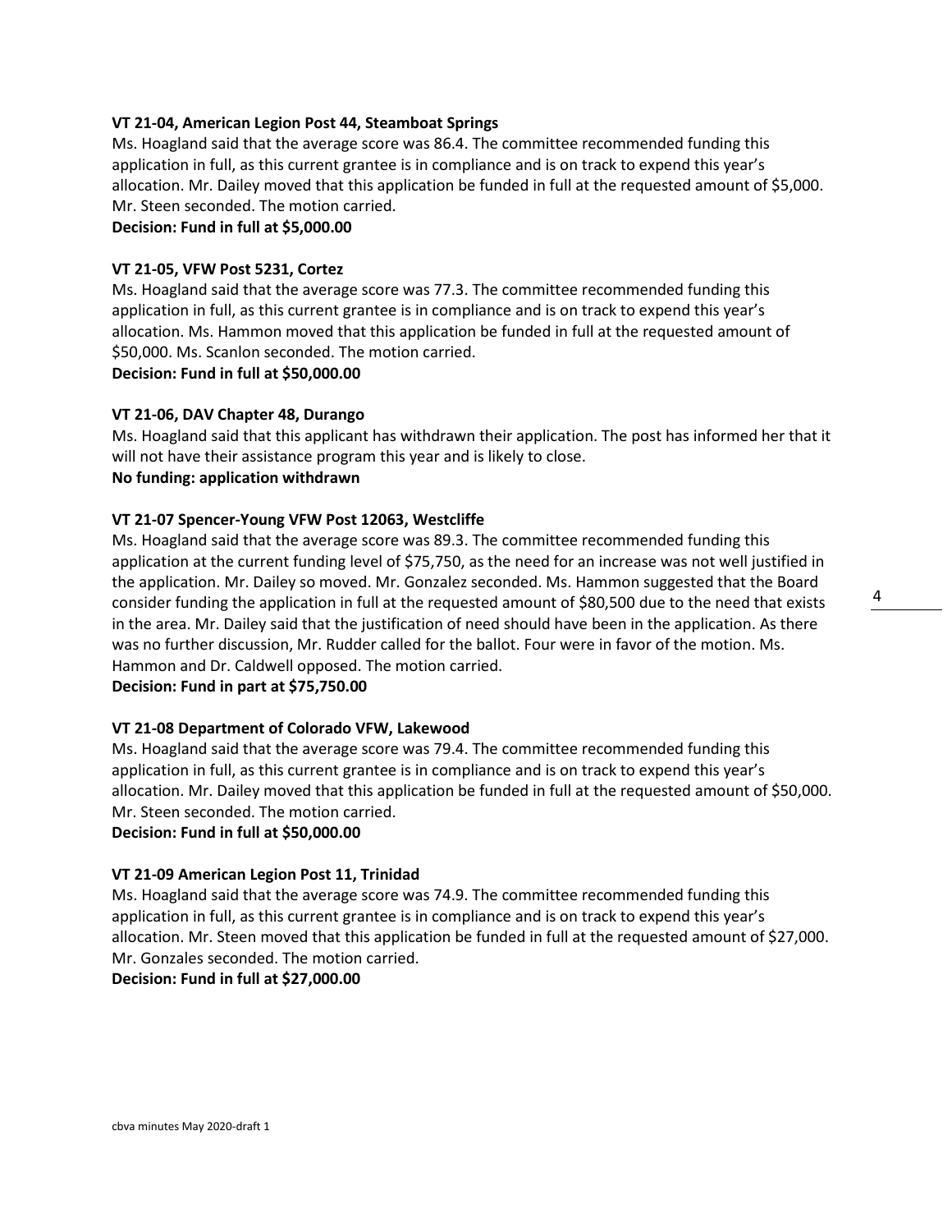**VT 21-04, American Legion Post 44, Steamboat Springs**

Ms. Hoagland said that the average score was 86.4. The committee recommended funding this application in full, as this current grantee is in compliance and is on track to expend this year's allocation. Mr. Dailey moved that this application be funded in full at the requested amount of $5,000. Mr. Steen seconded. The motion carried.

**Decision: Fund in full at $5,000.00**

**VT 21-05, VFW Post 5231, Cortez**

Ms. Hoagland said that the average score was 77.3. The committee recommended funding this application in full, as this current grantee is in compliance and is on track to expend this year's allocation. Ms. Hammon moved that this application be funded in full at the requested amount of $50,000. Ms. Scanlon seconded. The motion carried.

**Decision: Fund in full at $50,000.00**

**VT 21-06, DAV Chapter 48, Durango**

Ms. Hoagland said that this applicant has withdrawn their application. The post has informed her that it will not have their assistance program this year and is likely to close.

**No funding: application withdrawn**

**VT 21-07 Spencer-Young VFW Post 12063, Westcliffe**

Ms. Hoagland said that the average score was 89.3. The committee recommended funding this application at the current funding level of $75,750, as the need for an increase was not well justified in the application. Mr. Dailey so moved. Mr. Gonzalez seconded. Ms. Hammon suggested that the Board consider funding the application in full at the requested amount of $80,500 due to the need that exists in the area. Mr. Dailey said that the justification of need should have been in the application. As there was no further discussion, Mr. Rudder called for the ballot. Four were in favor of the motion. Ms. Hammon and Dr. Caldwell opposed. The motion carried.

**Decision: Fund in part at $75,750.00**

**VT 21-08 Department of Colorado VFW, Lakewood**

Ms. Hoagland said that the average score was 79.4. The committee recommended funding this application in full, as this current grantee is in compliance and is on track to expend this year's allocation. Mr. Dailey moved that this application be funded in full at the requested amount of $50,000. Mr. Steen seconded. The motion carried.

**Decision: Fund in full at $50,000.00**

**VT 21-09 American Legion Post 11, Trinidad**

Ms. Hoagland said that the average score was 74.9. The committee recommended funding this application in full, as this current grantee is in compliance and is on track to expend this year's allocation. Mr. Steen moved that this application be funded in full at the requested amount of $27,000. Mr. Gonzales seconded. The motion carried.

**Decision: Fund in full at $27,000.00**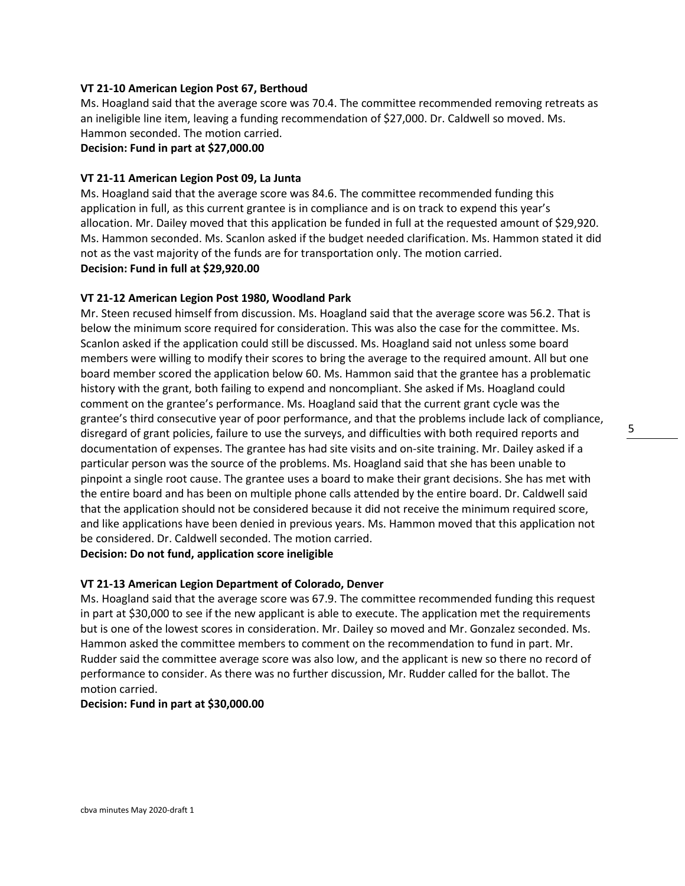**VT 21-10 American Legion Post 67, Berthoud**

Ms. Hoagland said that the average score was 70.4. The committee recommended removing retreats as an ineligible line item, leaving a funding recommendation of $27,000. Dr. Caldwell so moved. Ms. Hammon seconded. The motion carried.

**Decision: Fund in part at $27,000.00**

**VT 21-11 American Legion Post 09, La Junta**

Ms. Hoagland said that the average score was 84.6. The committee recommended funding this application in full, as this current grantee is in compliance and is on track to expend this year's allocation. Mr. Dailey moved that this application be funded in full at the requested amount of $29,920. Ms. Hammon seconded. Ms. Scanlon asked if the budget needed clarification. Ms. Hammon stated it did not as the vast majority of the funds are for transportation only. The motion carried.

**Decision: Fund in full at $29,920.00**

**VT 21-12 American Legion Post 1980, Woodland Park**

Mr. Steen recused himself from discussion. Ms. Hoagland said that the average score was 56.2. That is below the minimum score required for consideration. This was also the case for the committee. Ms. Scanlon asked if the application could still be discussed. Ms. Hoagland said not unless some board members were willing to modify their scores to bring the average to the required amount. All but one board member scored the application below 60. Ms. Hammon said that the grantee has a problematic history with the grant, both failing to expend and noncompliant. She asked if Ms. Hoagland could comment on the grantee's performance. Ms. Hoagland said that the current grant cycle was the grantee's third consecutive year of poor performance, and that the problems include lack of compliance, disregard of grant policies, failure to use the surveys, and difficulties with both required reports and documentation of expenses. The grantee has had site visits and on-site training. Mr. Dailey asked if a particular person was the source of the problems. Ms. Hoagland said that she has been unable to pinpoint a single root cause. The grantee uses a board to make their grant decisions. She has met with the entire board and has been on multiple phone calls attended by the entire board. Dr. Caldwell said that the application should not be considered because it did not receive the minimum required score, and like applications have been denied in previous years. Ms. Hammon moved that this application not be considered. Dr. Caldwell seconded. The motion carried.

**Decision: Do not fund, application score ineligible**

**VT 21-13 American Legion Department of Colorado, Denver**

Ms. Hoagland said that the average score was 67.9. The committee recommended funding this request in part at $30,000 to see if the new applicant is able to execute. The application met the requirements but is one of the lowest scores in consideration. Mr. Dailey so moved and Mr. Gonzalez seconded. Ms. Hammon asked the committee members to comment on the recommendation to fund in part. Mr. Rudder said the committee average score was also low, and the applicant is new so there no record of performance to consider. As there was no further discussion, Mr. Rudder called for the ballot. The motion carried.

**Decision: Fund in part at $30,000.00**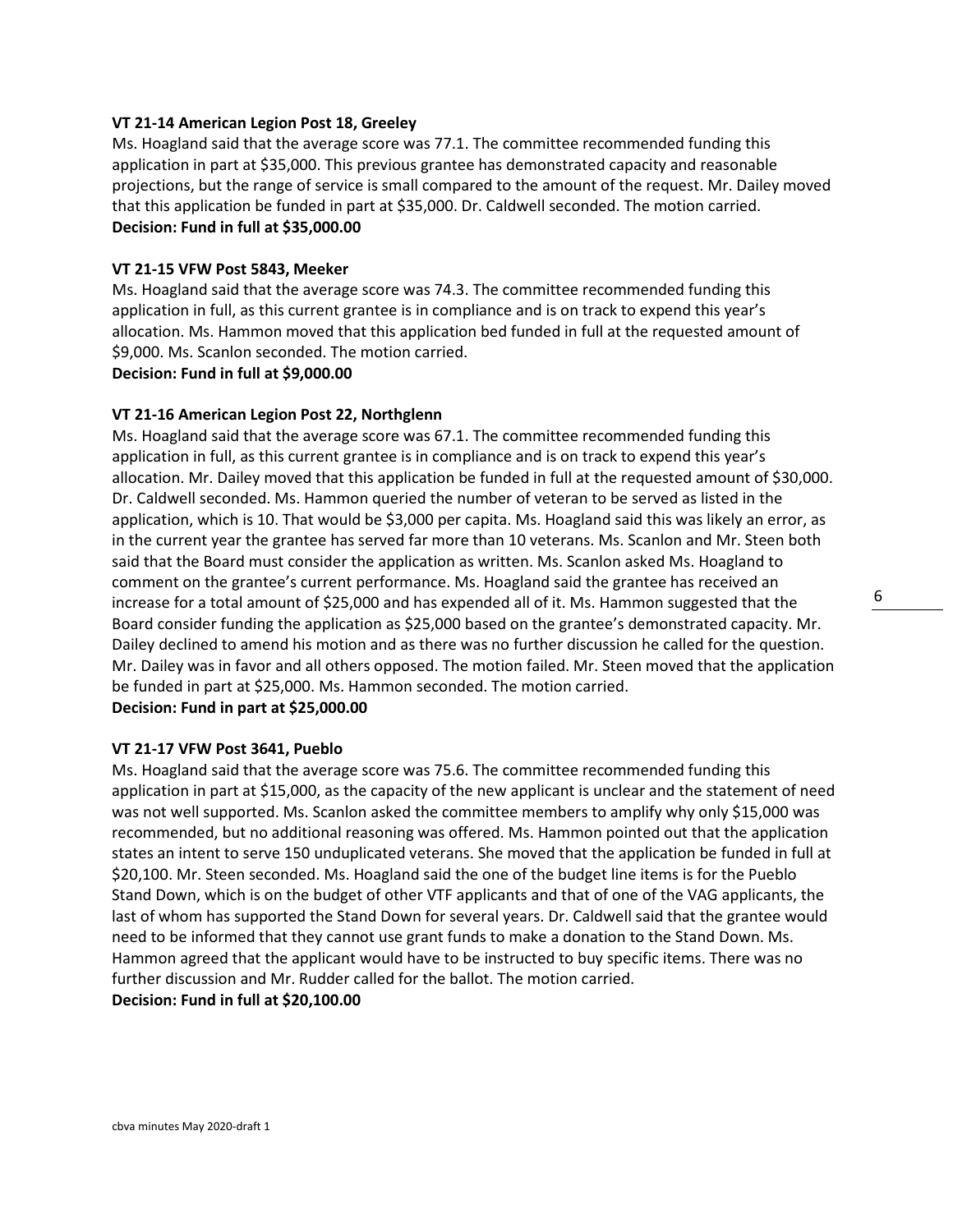**VT 21-14 American Legion Post 18, Greeley**

Ms. Hoagland said that the average score was 77.1. The committee recommended funding this application in part at $35,000. This previous grantee has demonstrated capacity and reasonable projections, but the range of service is small compared to the amount of the request. Mr. Dailey moved that this application be funded in part at $35,000. Dr. Caldwell seconded. The motion carried.

**Decision: Fund in full at $35,000.00**

**VT 21-15 VFW Post 5843, Meeker**

Ms. Hoagland said that the average score was 74.3. The committee recommended funding this application in full, as this current grantee is in compliance and is on track to expend this year's allocation. Ms. Hammon moved that this application bed funded in full at the requested amount of $9,000. Ms. Scanlon seconded. The motion carried.

**Decision: Fund in full at $9,000.00**

**VT 21-16 American Legion Post 22, Northglenn**

Ms. Hoagland said that the average score was 67.1. The committee recommended funding this application in full, as this current grantee is in compliance and is on track to expend this year's allocation. Mr. Dailey moved that this application be funded in full at the requested amount of $30,000. Dr. Caldwell seconded. Ms. Hammon queried the number of veteran to be served as listed in the application, which is 10. That would be $3,000 per capita. Ms. Hoagland said this was likely an error, as in the current year the grantee has served far more than 10 veterans. Ms. Scanlon and Mr. Steen both said that the Board must consider the application as written. Ms. Scanlon asked Ms. Hoagland to comment on the grantee's current performance. Ms. Hoagland said the grantee has received an increase for a total amount of $25,000 and has expended all of it. Ms. Hammon suggested that the Board consider funding the application as $25,000 based on the grantee's demonstrated capacity. Mr. Dailey declined to amend his motion and as there was no further discussion he called for the question. Mr. Dailey was in favor and all others opposed. The motion failed. Mr. Steen moved that the application be funded in part at $25,000. Ms. Hammon seconded. The motion carried.

**Decision: Fund in part at $25,000.00**

**VT 21-17 VFW Post 3641, Pueblo**

Ms. Hoagland said that the average score was 75.6. The committee recommended funding this application in part at $15,000, as the capacity of the new applicant is unclear and the statement of need was not well supported. Ms. Scanlon asked the committee members to amplify why only $15,000 was recommended, but no additional reasoning was offered. Ms. Hammon pointed out that the application states an intent to serve 150 unduplicated veterans. She moved that the application be funded in full at $20,100. Mr. Steen seconded. Ms. Hoagland said the one of the budget line items is for the Pueblo Stand Down, which is on the budget of other VTF applicants and that of one of the VAG applicants, the last of whom has supported the Stand Down for several years. Dr. Caldwell said that the grantee would need to be informed that they cannot use grant funds to make a donation to the Stand Down. Ms. Hammon agreed that the applicant would have to be instructed to buy specific items. There was no further discussion and Mr. Rudder called for the ballot. The motion carried.

**Decision: Fund in full at $20,100.00**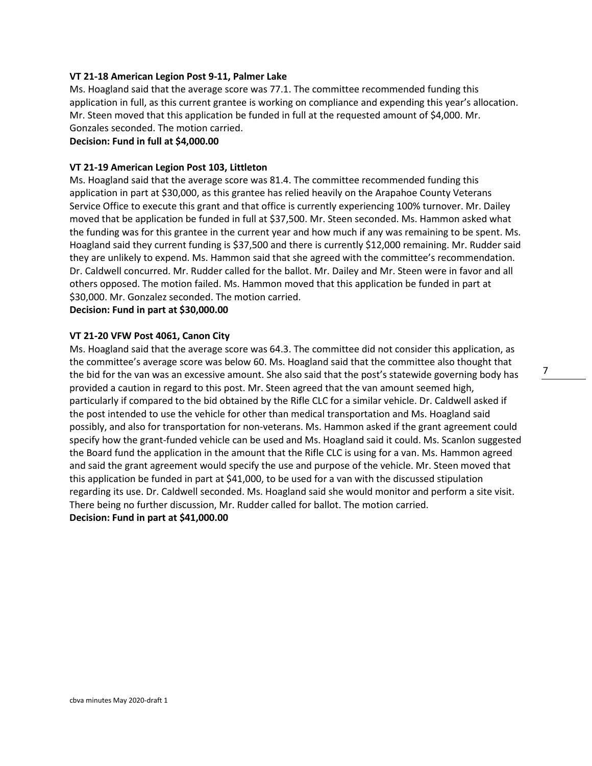**VT 21-18 American Legion Post 9-11, Palmer Lake**

Ms. Hoagland said that the average score was 77.1. The committee recommended funding this application in full, as this current grantee is working on compliance and expending this year's allocation. Mr. Steen moved that this application be funded in full at the requested amount of $4,000. Mr. Gonzales seconded. The motion carried.

**Decision: Fund in full at $4,000.00**

**VT 21-19 American Legion Post 103, Littleton**

Ms. Hoagland said that the average score was 81.4. The committee recommended funding this application in part at $30,000, as this grantee has relied heavily on the Arapahoe County Veterans Service Office to execute this grant and that office is currently experiencing 100% turnover. Mr. Dailey moved that be application be funded in full at $37,500. Mr. Steen seconded. Ms. Hammon asked what the funding was for this grantee in the current year and how much if any was remaining to be spent. Ms. Hoagland said they current funding is $37,500 and there is currently $12,000 remaining. Mr. Rudder said they are unlikely to expend. Ms. Hammon said that she agreed with the committee's recommendation. Dr. Caldwell concurred. Mr. Rudder called for the ballot. Mr. Dailey and Mr. Steen were in favor and all others opposed. The motion failed. Ms. Hammon moved that this application be funded in part at $30,000. Mr. Gonzalez seconded. The motion carried.

**Decision: Fund in part at $30,000.00**

**VT 21-20 VFW Post 4061, Canon City**

Ms. Hoagland said that the average score was 64.3. The committee did not consider this application, as the committee's average score was below 60. Ms. Hoagland said that the committee also thought that the bid for the van was an excessive amount. She also said that the post's statewide governing body has provided a caution in regard to this post. Mr. Steen agreed that the van amount seemed high, particularly if compared to the bid obtained by the Rifle CLC for a similar vehicle. Dr. Caldwell asked if the post intended to use the vehicle for other than medical transportation and Ms. Hoagland said possibly, and also for transportation for non-veterans. Ms. Hammon asked if the grant agreement could specify how the grant-funded vehicle can be used and Ms. Hoagland said it could. Ms. Scanlon suggested the Board fund the application in the amount that the Rifle CLC is using for a van. Ms. Hammon agreed and said the grant agreement would specify the use and purpose of the vehicle. Mr. Steen moved that this application be funded in part at $41,000, to be used for a van with the discussed stipulation regarding its use. Dr. Caldwell seconded. Ms. Hoagland said she would monitor and perform a site visit. There being no further discussion, Mr. Rudder called for ballot. The motion carried.

**Decision: Fund in part at $41,000.00**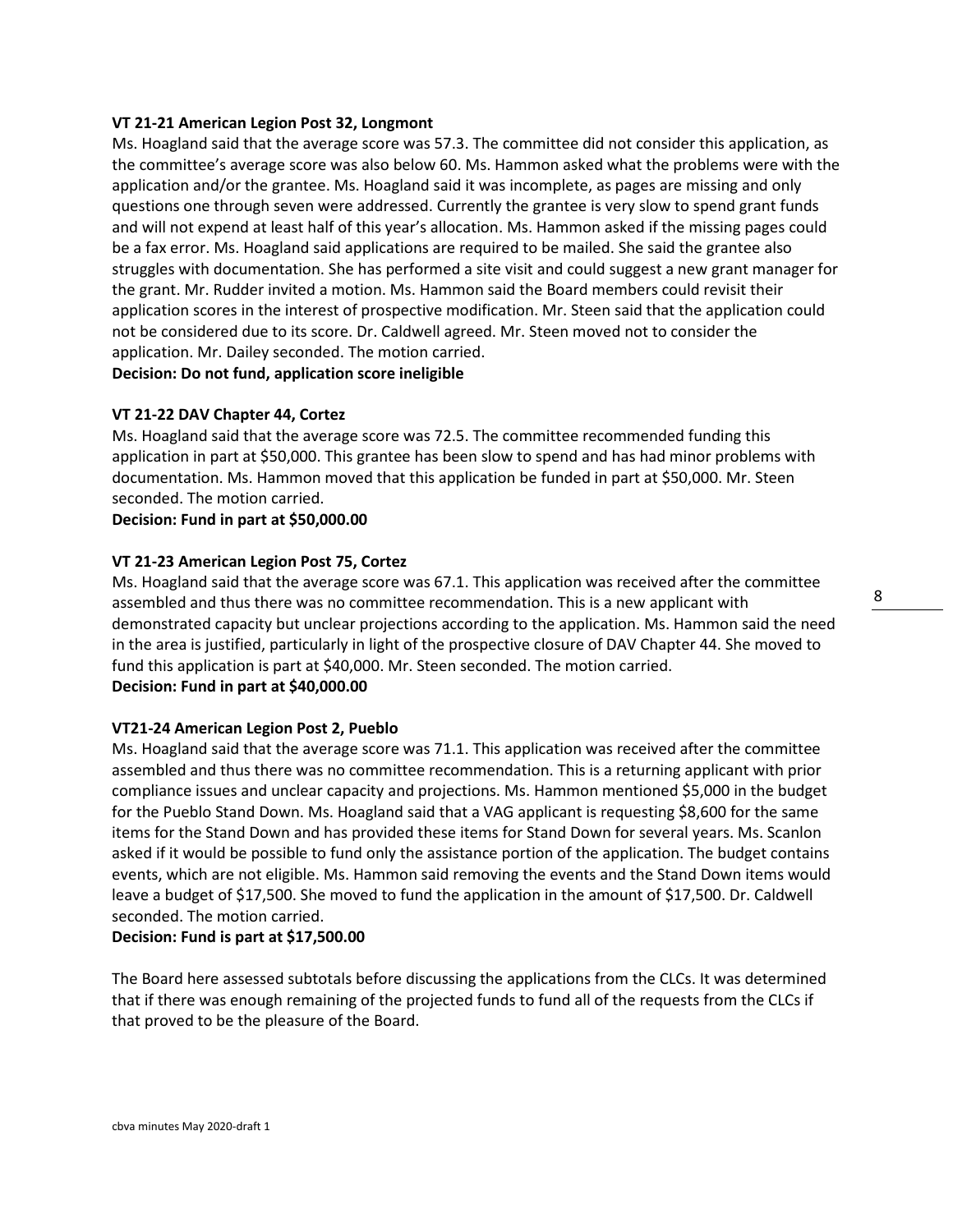**VT 21-21 American Legion Post 32, Longmont**

Ms. Hoagland said that the average score was 57.3. The committee did not consider this application, as the committee's average score was also below 60. Ms. Hammon asked what the problems were with the application and/or the grantee. Ms. Hoagland said it was incomplete, as pages are missing and only questions one through seven were addressed. Currently the grantee is very slow to spend grant funds and will not expend at least half of this year's allocation. Ms. Hammon asked if the missing pages could be a fax error. Ms. Hoagland said applications are required to be mailed. She said the grantee also struggles with documentation. She has performed a site visit and could suggest a new grant manager for the grant. Mr. Rudder invited a motion. Ms. Hammon said the Board members could revisit their application scores in the interest of prospective modification. Mr. Steen said that the application could not be considered due to its score. Dr. Caldwell agreed. Mr. Steen moved not to consider the application. Mr. Dailey seconded. The motion carried.

**Decision: Do not fund, application score ineligible**

**VT 21-22 DAV Chapter 44, Cortez**

Ms. Hoagland said that the average score was 72.5. The committee recommended funding this application in part at $50,000. This grantee has been slow to spend and has had minor problems with documentation. Ms. Hammon moved that this application be funded in part at $50,000. Mr. Steen seconded. The motion carried.

**Decision: Fund in part at $50,000.00**

**VT 21-23 American Legion Post 75, Cortez**

Ms. Hoagland said that the average score was 67.1. This application was received after the committee assembled and thus there was no committee recommendation. This is a new applicant with demonstrated capacity but unclear projections according to the application. Ms. Hammon said the need in the area is justified, particularly in light of the prospective closure of DAV Chapter 44. She moved to fund this application is part at $40,000. Mr. Steen seconded. The motion carried.

**Decision: Fund in part at $40,000.00**

**VT21-24 American Legion Post 2, Pueblo**

Ms. Hoagland said that the average score was 71.1. This application was received after the committee assembled and thus there was no committee recommendation. This is a returning applicant with prior compliance issues and unclear capacity and projections. Ms. Hammon mentioned $5,000 in the budget for the Pueblo Stand Down. Ms. Hoagland said that a VAG applicant is requesting $8,600 for the same items for the Stand Down and has provided these items for Stand Down for several years. Ms. Scanlon asked if it would be possible to fund only the assistance portion of the application. The budget contains events, which are not eligible. Ms. Hammon said removing the events and the Stand Down items would leave a budget of $17,500. She moved to fund the application in the amount of $17,500. Dr. Caldwell seconded. The motion carried.

**Decision: Fund is part at $17,500.00**

The Board here assessed subtotals before discussing the applications from the CLCs. It was determined that if there was enough remaining of the projected funds to fund all of the requests from the CLCs if that proved to be the pleasure of the Board.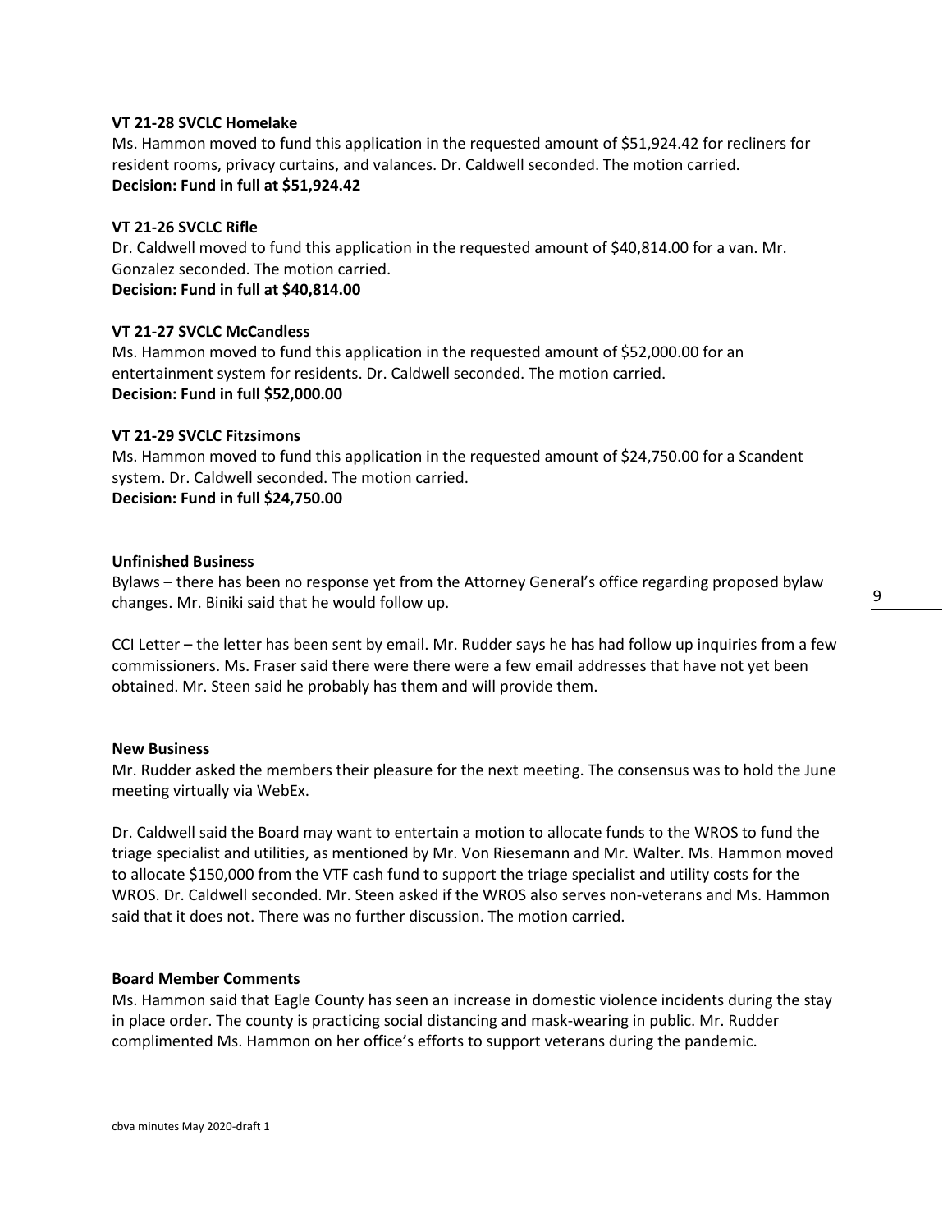**VT 21-28 SVCLC Homelake**

Ms. Hammon moved to fund this application in the requested amount of $51,924.42 for recliners for resident rooms, privacy curtains, and valances. Dr. Caldwell seconded. The motion carried.

**Decision: Fund in full at $51,924.42**

**VT 21-26 SVCLC Rifle**

Dr. Caldwell moved to fund this application in the requested amount of $40,814.00 for a van. Mr. Gonzalez seconded. The motion carried.

**Decision: Fund in full at $40,814.00**

**VT 21-27 SVCLC McCandless**

Ms. Hammon moved to fund this application in the requested amount of $52,000.00 for an entertainment system for residents. Dr. Caldwell seconded. The motion carried.

**Decision: Fund in full $52,000.00**

**VT 21-29 SVCLC Fitzsimons**

Ms. Hammon moved to fund this application in the requested amount of $24,750.00 for a Scandent system. Dr. Caldwell seconded. The motion carried.

**Decision: Fund in full $24,750.00**

**Unfinished Business**

Bylaws – there has been no response yet from the Attorney General's office regarding proposed bylaw changes. Mr. Biniki said that he would follow up.

CCI Letter – the letter has been sent by email. Mr. Rudder says he has had follow up inquiries from a few commissioners. Ms. Fraser said there were there were a few email addresses that have not yet been obtained. Mr. Steen said he probably has them and will provide them.

**New Business**

Mr. Rudder asked the members their pleasure for the next meeting. The consensus was to hold the June meeting virtually via WebEx.

Dr. Caldwell said the Board may want to entertain a motion to allocate funds to the WROS to fund the triage specialist and utilities, as mentioned by Mr. Von Riesemann and Mr. Walter. Ms. Hammon moved to allocate $150,000 from the VTF cash fund to support the triage specialist and utility costs for the WROS. Dr. Caldwell seconded. Mr. Steen asked if the WROS also serves non-veterans and Ms. Hammon said that it does not. There was no further discussion. The motion carried.

**Board Member Comments**

Ms. Hammon said that Eagle County has seen an increase in domestic violence incidents during the stay in place order. The county is practicing social distancing and mask-wearing in public. Mr. Rudder complimented Ms. Hammon on her office's efforts to support veterans during the pandemic.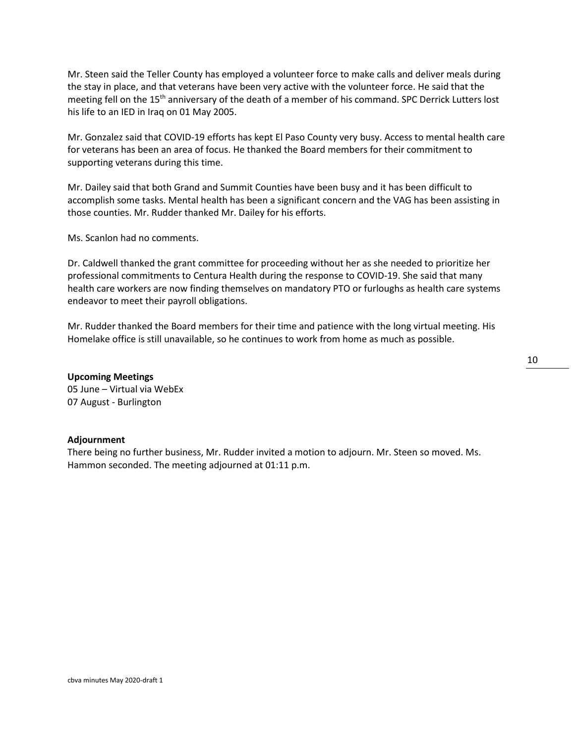Mr. Steen said the Teller County has employed a volunteer force to make calls and deliver meals during the stay in place, and that veterans have been very active with the volunteer force. He said that the meeting fell on the 15th anniversary of the death of a member of his command. SPC Derrick Lutters lost his life to an IED in Iraq on 01 May 2005.

Mr. Gonzalez said that COVID-19 efforts has kept El Paso County very busy. Access to mental health care for veterans has been an area of focus. He thanked the Board members for their commitment to supporting veterans during this time.

Mr. Dailey said that both Grand and Summit Counties have been busy and it has been difficult to accomplish some tasks. Mental health has been a significant concern and the VAG has been assisting in those counties. Mr. Rudder thanked Mr. Dailey for his efforts.

Ms. Scanlon had no comments.

Dr. Caldwell thanked the grant committee for proceeding without her as she needed to prioritize her professional commitments to Centura Health during the response to COVID-19. She said that many health care workers are now finding themselves on mandatory PTO or furloughs as health care systems endeavor to meet their payroll obligations.

Mr. Rudder thanked the Board members for their time and patience with the long virtual meeting. His Homelake office is still unavailable, so he continues to work from home as much as possible.

**Upcoming Meetings**

05 June – Virtual via WebEx

07 August - Burlington

**Adjournment**

There being no further business, Mr. Rudder invited a motion to adjourn. Mr. Steen so moved. Ms. Hammon seconded. The meeting adjourned at 01:11 p.m.